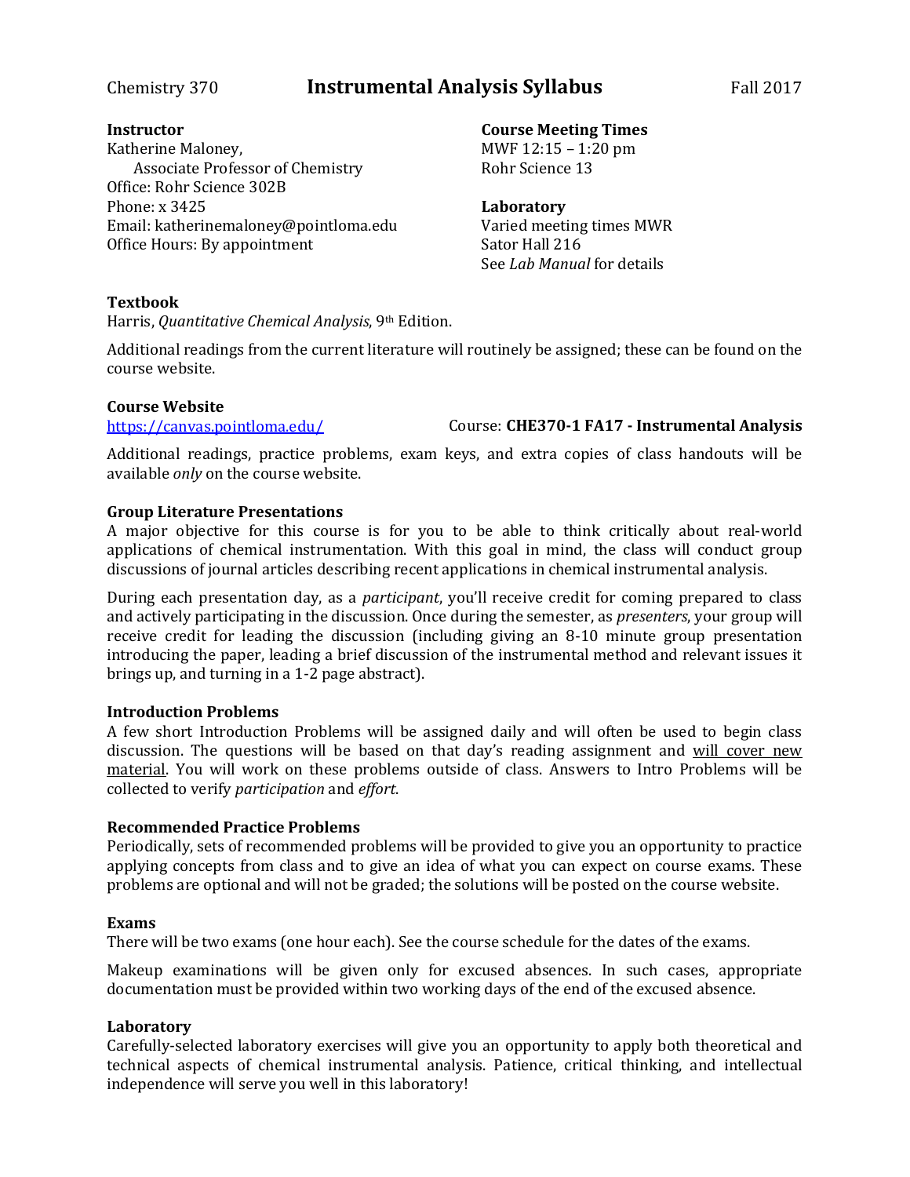Chemistry 370 **Instrumental Analysis Syllabus** Fall 2017

**Instructor**
Katherine Maloney,
Associate Professor of Chemistry
Office: Rohr Science 302B
Phone: x 3425
Email: katherinemaloney@pointloma.edu
Office Hours: By appointment

**Course Meeting Times**
MWF 12:15 – 1:20 pm
Rohr Science 13

**Laboratory**
Varied meeting times MWR
Sator Hall 216
See *Lab Manual* for details

**Textbook**
Harris, *Quantitative Chemical Analysis*, 9th Edition.

Additional readings from the current literature will routinely be assigned; these can be found on the course website.

**Course Website**
https://canvas.pointloma.edu/ Course: **CHE370-1 FA17 - Instrumental Analysis**

Additional readings, practice problems, exam keys, and extra copies of class handouts will be available *only* on the course website.

**Group Literature Presentations**
A major objective for this course is for you to be able to think critically about real-world applications of chemical instrumentation. With this goal in mind, the class will conduct group discussions of journal articles describing recent applications in chemical instrumental analysis.

During each presentation day, as a *participant*, you'll receive credit for coming prepared to class and actively participating in the discussion. Once during the semester, as *presenters*, your group will receive credit for leading the discussion (including giving an 8-10 minute group presentation introducing the paper, leading a brief discussion of the instrumental method and relevant issues it brings up, and turning in a 1-2 page abstract).

**Introduction Problems**
A few short Introduction Problems will be assigned daily and will often be used to begin class discussion. The questions will be based on that day's reading assignment and will cover new material. You will work on these problems outside of class. Answers to Intro Problems will be collected to verify *participation* and *effort*.

**Recommended Practice Problems**
Periodically, sets of recommended problems will be provided to give you an opportunity to practice applying concepts from class and to give an idea of what you can expect on course exams. These problems are optional and will not be graded; the solutions will be posted on the course website.

**Exams**
There will be two exams (one hour each). See the course schedule for the dates of the exams.

Makeup examinations will be given only for excused absences. In such cases, appropriate documentation must be provided within two working days of the end of the excused absence.

**Laboratory**
Carefully-selected laboratory exercises will give you an opportunity to apply both theoretical and technical aspects of chemical instrumental analysis. Patience, critical thinking, and intellectual independence will serve you well in this laboratory!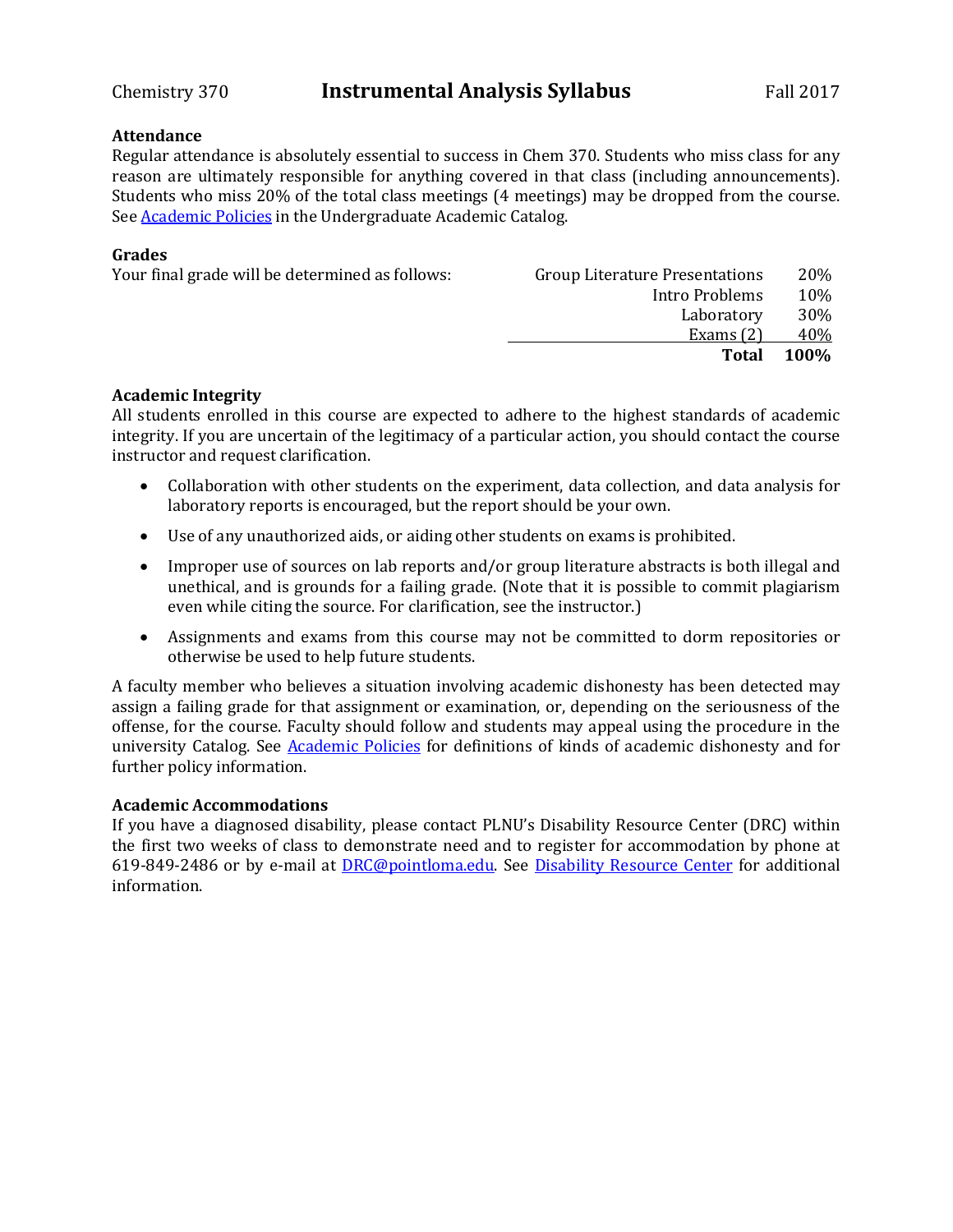Chemistry 370 **Instrumental Analysis Syllabus** Fall 2017

**Attendance**

Regular attendance is absolutely essential to success in Chem 370. Students who miss class for any reason are ultimately responsible for anything covered in that class (including announcements). Students who miss 20% of the total class meetings (4 meetings) may be dropped from the course. See [Academic Policies] in the Undergraduate Academic Catalog.

**Grades**

Your final grade will be determined as follows:

| Component | Weight |
|---|---|
| Group Literature Presentations | 20% |
| Intro Problems | 10% |
| Laboratory | 30% |
| Exams (2) | 40% |
| **Total** | **100%** |

**Academic Integrity**

All students enrolled in this course are expected to adhere to the highest standards of academic integrity. If you are uncertain of the legitimacy of a particular action, you should contact the course instructor and request clarification.

- Collaboration with other students on the experiment, data collection, and data analysis for laboratory reports is encouraged, but the report should be your own.
- Use of any unauthorized aids, or aiding other students on exams is prohibited.
- Improper use of sources on lab reports and/or group literature abstracts is both illegal and unethical, and is grounds for a failing grade. (Note that it is possible to commit plagiarism even while citing the source. For clarification, see the instructor.)
- Assignments and exams from this course may not be committed to dorm repositories or otherwise be used to help future students.

A faculty member who believes a situation involving academic dishonesty has been detected may assign a failing grade for that assignment or examination, or, depending on the seriousness of the offense, for the course. Faculty should follow and students may appeal using the procedure in the university Catalog. See [Academic Policies] for definitions of kinds of academic dishonesty and for further policy information.

**Academic Accommodations**

If you have a diagnosed disability, please contact PLNU's Disability Resource Center (DRC) within the first two weeks of class to demonstrate need and to register for accommodation by phone at 619-849-2486 or by e-mail at DRC@pointloma.edu. See [Disability Resource Center] for additional information.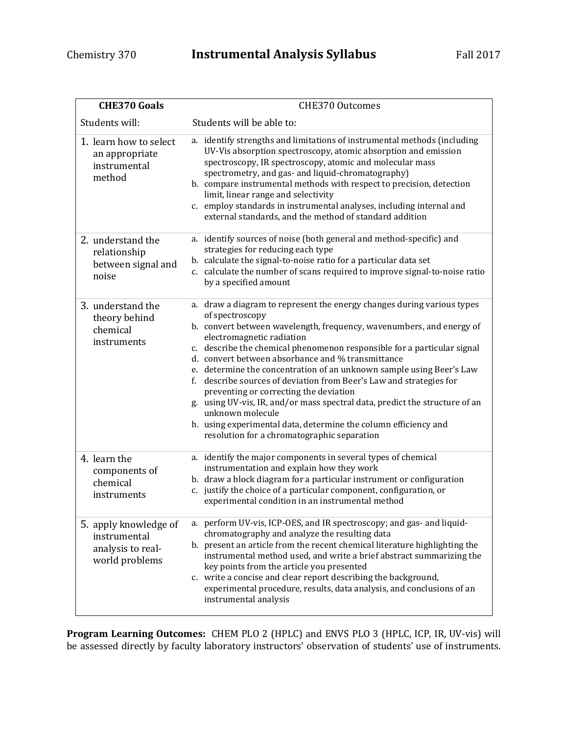Chemistry 370 **Instrumental Analysis Syllabus** Fall 2017

| **CHE370 Goals** | CHE370 Outcomes |
|---|---|
| Students will: | Students will be able to: |
| 1. learn how to select an appropriate instrumental method | a. identify strengths and limitations of instrumental methods (including UV-Vis absorption spectroscopy, atomic absorption and emission spectroscopy, IR spectroscopy, atomic and molecular mass spectrometry, and gas- and liquid-chromatography)<br>b. compare instrumental methods with respect to precision, detection limit, linear range and selectivity<br>c. employ standards in instrumental analyses, including internal and external standards, and the method of standard addition |
| 2. understand the relationship between signal and noise | a. identify sources of noise (both general and method-specific) and strategies for reducing each type<br>b. calculate the signal-to-noise ratio for a particular data set<br>c. calculate the number of scans required to improve signal-to-noise ratio by a specified amount |
| 3. understand the theory behind chemical instruments | a. draw a diagram to represent the energy changes during various types of spectroscopy<br>b. convert between wavelength, frequency, wavenumbers, and energy of electromagnetic radiation<br>c. describe the chemical phenomenon responsible for a particular signal<br>d. convert between absorbance and % transmittance<br>e. determine the concentration of an unknown sample using Beer's Law<br>f. describe sources of deviation from Beer's Law and strategies for preventing or correcting the deviation<br>g. using UV-vis, IR, and/or mass spectral data, predict the structure of an unknown molecule<br>h. using experimental data, determine the column efficiency and resolution for a chromatographic separation |
| 4. learn the components of chemical instruments | a. identify the major components in several types of chemical instrumentation and explain how they work<br>b. draw a block diagram for a particular instrument or configuration<br>c. justify the choice of a particular component, configuration, or experimental condition in an instrumental method |
| 5. apply knowledge of instrumental analysis to real-world problems | a. perform UV-vis, ICP-OES, and IR spectroscopy; and gas- and liquid-chromatography and analyze the resulting data<br>b. present an article from the recent chemical literature highlighting the instrumental method used, and write a brief abstract summarizing the key points from the article you presented<br>c. write a concise and clear report describing the background, experimental procedure, results, data analysis, and conclusions of an instrumental analysis |

**Program Learning Outcomes:** CHEM PLO 2 (HPLC) and ENVS PLO 3 (HPLC, ICP, IR, UV-vis) will be assessed directly by faculty laboratory instructors' observation of students' use of instruments.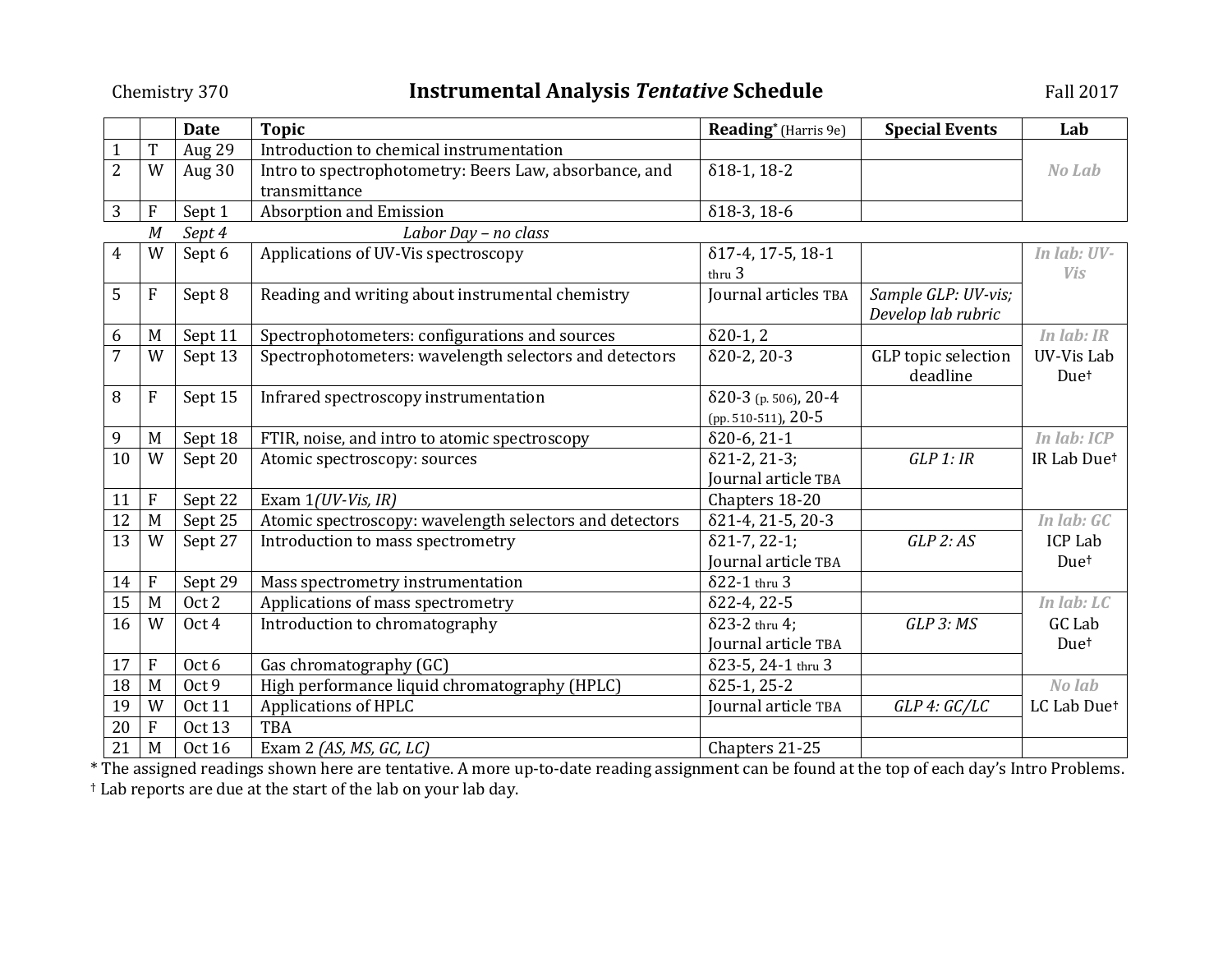Chemistry 370 **Instrumental Analysis *Tentative* Schedule** Fall 2017

| | | Date | Topic | Reading* (Harris 9e) | Special Events | Lab |
|---|---|---|---|---|---|---|
| 1 | T | Aug 29 | Introduction to chemical instrumentation | | | *No Lab* |
| 2 | W | Aug 30 | Intro to spectrophotometry: Beers Law, absorbance, and transmittance | δ18-1, 18-2 | | |
| 3 | F | Sept 1 | Absorption and Emission | δ18-3, 18-6 | | |
| | *M* | *Sept 4* | *Labor Day – no class* | | | |
| 4 | W | Sept 6 | Applications of UV-Vis spectroscopy | δ17-4, 17-5, 18-1 thru 3 | | *In lab: UV-Vis* |
| 5 | F | Sept 8 | Reading and writing about instrumental chemistry | Journal articles TBA | *Sample GLP: UV-vis; Develop lab rubric* | |
| 6 | M | Sept 11 | Spectrophotometers: configurations and sources | δ20-1, 2 | | *In lab: IR* |
| 7 | W | Sept 13 | Spectrophotometers: wavelength selectors and detectors | δ20-2, 20-3 | GLP topic selection deadline | UV-Vis Lab Due† |
| 8 | F | Sept 15 | Infrared spectroscopy instrumentation | δ20-3 (p. 506), 20-4 (pp. 510-511), 20-5 | | |
| 9 | M | Sept 18 | FTIR, noise, and intro to atomic spectroscopy | δ20-6, 21-1 | | *In lab: ICP* |
| 10 | W | Sept 20 | Atomic spectroscopy: sources | δ21-2, 21-3; Journal article TBA | *GLP 1: IR* | IR Lab Due† |
| 11 | F | Sept 22 | Exam 1*(UV-Vis, IR)* | Chapters 18-20 | | |
| 12 | M | Sept 25 | Atomic spectroscopy: wavelength selectors and detectors | δ21-4, 21-5, 20-3 | | *In lab: GC* |
| 13 | W | Sept 27 | Introduction to mass spectrometry | δ21-7, 22-1; Journal article TBA | *GLP 2: AS* | ICP Lab Due† |
| 14 | F | Sept 29 | Mass spectrometry instrumentation | δ22-1 thru 3 | | |
| 15 | M | Oct 2 | Applications of mass spectrometry | δ22-4, 22-5 | | *In lab: LC* |
| 16 | W | Oct 4 | Introduction to chromatography | δ23-2 thru 4; Journal article TBA | *GLP 3: MS* | GC Lab Due† |
| 17 | F | Oct 6 | Gas chromatography (GC) | δ23-5, 24-1 thru 3 | | |
| 18 | M | Oct 9 | High performance liquid chromatography (HPLC) | δ25-1, 25-2 | | *No lab* |
| 19 | W | Oct 11 | Applications of HPLC | Journal article TBA | *GLP 4: GC/LC* | LC Lab Due† |
| 20 | F | Oct 13 | TBA | | | |
| 21 | M | Oct 16 | Exam 2 *(AS, MS, GC, LC)* | Chapters 21-25 | | |

\* The assigned readings shown here are tentative. A more up-to-date reading assignment can be found at the top of each day's Intro Problems.

† Lab reports are due at the start of the lab on your lab day.